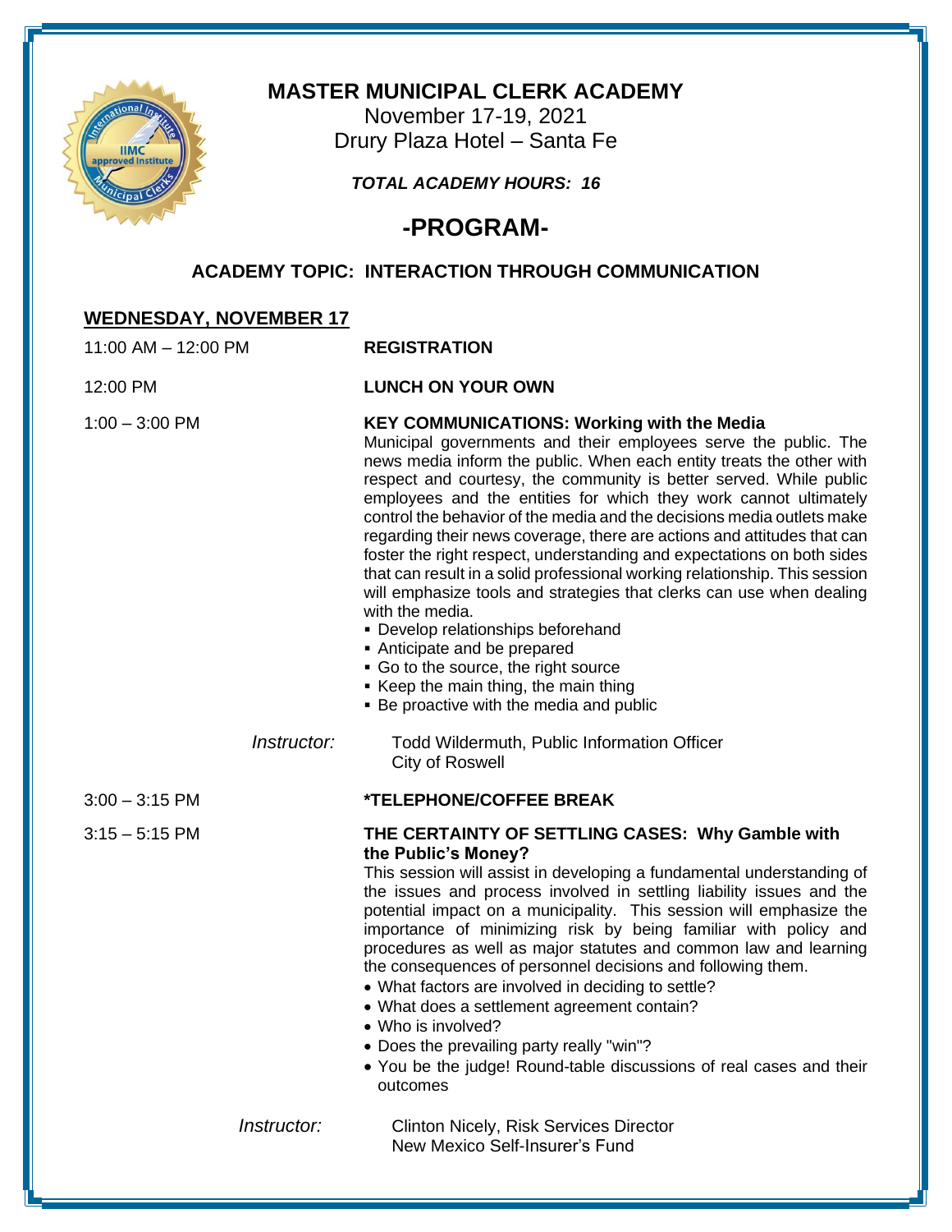# MASTER MUNICIPAL CLERK ACADEMY

November 17-19, 2021
Drury Plaza Hotel – Santa Fe

***TOTAL ACADEMY HOURS: 16***

## -PROGRAM-

### ACADEMY TOPIC: INTERACTION THROUGH COMMUNICATION

### WEDNESDAY, NOVEMBER 17

11:00 AM – 12:00 PM **REGISTRATION**

12:00 PM **LUNCH ON YOUR OWN**

1:00 – 3:00 PM **KEY COMMUNICATIONS: Working with the Media**

Municipal governments and their employees serve the public. The news media inform the public. When each entity treats the other with respect and courtesy, the community is better served. While public employees and the entities for which they work cannot ultimately control the behavior of the media and the decisions media outlets make regarding their news coverage, there are actions and attitudes that can foster the right respect, understanding and expectations on both sides that can result in a solid professional working relationship. This session will emphasize tools and strategies that clerks can use when dealing with the media.

- Develop relationships beforehand
- Anticipate and be prepared
- Go to the source, the right source
- Keep the main thing, the main thing
- Be proactive with the media and public

*Instructor:* Todd Wildermuth, Public Information Officer
City of Roswell

3:00 – 3:15 PM **\*TELEPHONE/COFFEE BREAK**

3:15 – 5:15 PM **THE CERTAINTY OF SETTLING CASES: Why Gamble with the Public's Money?**

This session will assist in developing a fundamental understanding of the issues and process involved in settling liability issues and the potential impact on a municipality. This session will emphasize the importance of minimizing risk by being familiar with policy and procedures as well as major statutes and common law and learning the consequences of personnel decisions and following them.

- What factors are involved in deciding to settle?
- What does a settlement agreement contain?
- Who is involved?
- Does the prevailing party really "win"?
- You be the judge! Round-table discussions of real cases and their outcomes

*Instructor:* Clinton Nicely, Risk Services Director
New Mexico Self-Insurer's Fund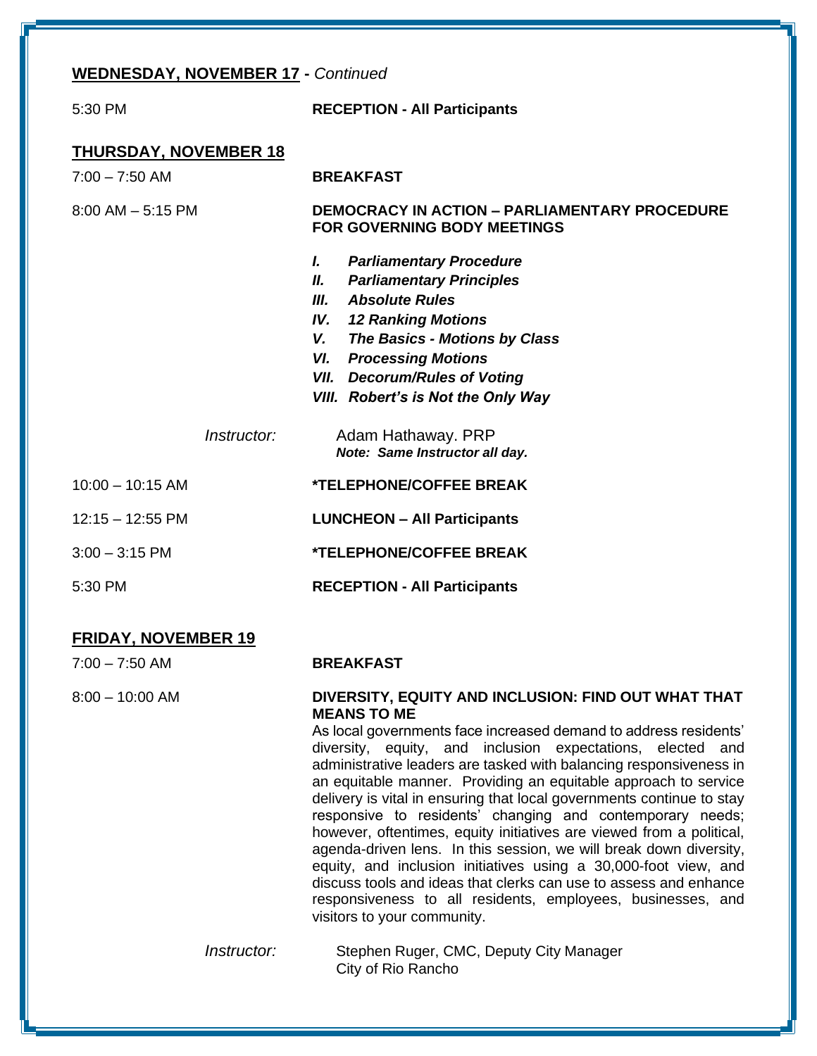**WEDNESDAY, NOVEMBER 17 -** *Continued*

5:30 PM — **RECEPTION - All Participants**

**THURSDAY, NOVEMBER 18**

7:00 – 7:50 AM — **BREAKFAST**

8:00 AM – 5:15 PM — **DEMOCRACY IN ACTION – PARLIAMENTARY PROCEDURE FOR GOVERNING BODY MEETINGS**

- ***I. Parliamentary Procedure***
- ***II. Parliamentary Principles***
- ***III. Absolute Rules***
- ***IV. 12 Ranking Motions***
- ***V. The Basics - Motions by Class***
- ***VI. Processing Motions***
- ***VII. Decorum/Rules of Voting***
- ***VIII. Robert's is Not the Only Way***

*Instructor:* Adam Hathaway. PRP
***Note: Same Instructor all day.***

10:00 – 10:15 AM — **\*TELEPHONE/COFFEE BREAK**

12:15 – 12:55 PM — **LUNCHEON – All Participants**

3:00 – 3:15 PM — **\*TELEPHONE/COFFEE BREAK**

5:30 PM — **RECEPTION - All Participants**

**FRIDAY, NOVEMBER 19**

7:00 – 7:50 AM — **BREAKFAST**

8:00 – 10:00 AM — **DIVERSITY, EQUITY AND INCLUSION: FIND OUT WHAT THAT MEANS TO ME**

As local governments face increased demand to address residents' diversity, equity, and inclusion expectations, elected and administrative leaders are tasked with balancing responsiveness in an equitable manner. Providing an equitable approach to service delivery is vital in ensuring that local governments continue to stay responsive to residents' changing and contemporary needs; however, oftentimes, equity initiatives are viewed from a political, agenda-driven lens. In this session, we will break down diversity, equity, and inclusion initiatives using a 30,000-foot view, and discuss tools and ideas that clerks can use to assess and enhance responsiveness to all residents, employees, businesses, and visitors to your community.

*Instructor:* Stephen Ruger, CMC, Deputy City Manager
City of Rio Rancho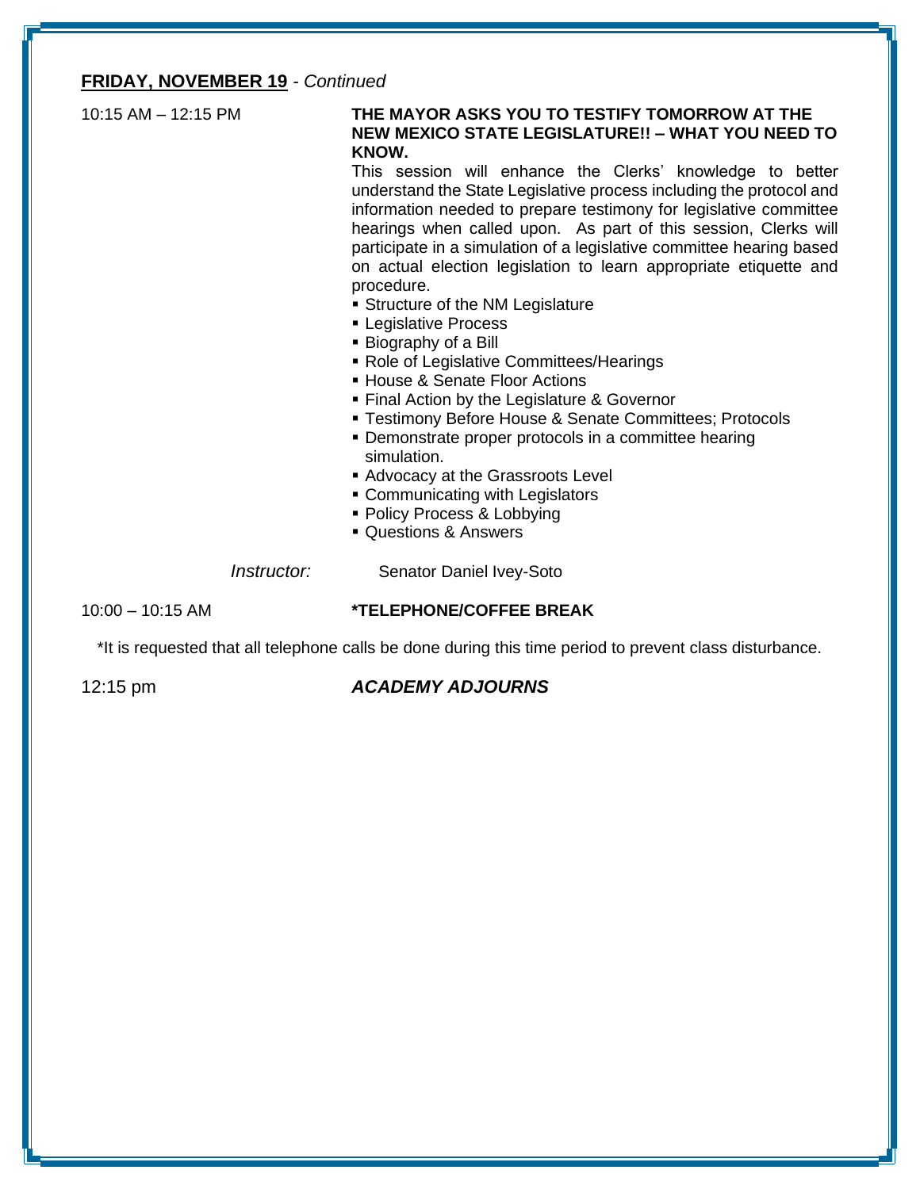**FRIDAY, NOVEMBER 19** - *Continued*

10:15 AM – 12:15 PM

**THE MAYOR ASKS YOU TO TESTIFY TOMORROW AT THE NEW MEXICO STATE LEGISLATURE!! – WHAT YOU NEED TO KNOW.**

This session will enhance the Clerks' knowledge to better understand the State Legislative process including the protocol and information needed to prepare testimony for legislative committee hearings when called upon. As part of this session, Clerks will participate in a simulation of a legislative committee hearing based on actual election legislation to learn appropriate etiquette and procedure.

- Structure of the NM Legislature
- Legislative Process
- Biography of a Bill
- Role of Legislative Committees/Hearings
- House & Senate Floor Actions
- Final Action by the Legislature & Governor
- Testimony Before House & Senate Committees; Protocols
- Demonstrate proper protocols in a committee hearing simulation.
- Advocacy at the Grassroots Level
- Communicating with Legislators
- Policy Process & Lobbying
- Questions & Answers

*Instructor:* Senator Daniel Ivey-Soto

10:00 – 10:15 AM **\*TELEPHONE/COFFEE BREAK**

\*It is requested that all telephone calls be done during this time period to prevent class disturbance.

12:15 pm ***ACADEMY ADJOURNS***